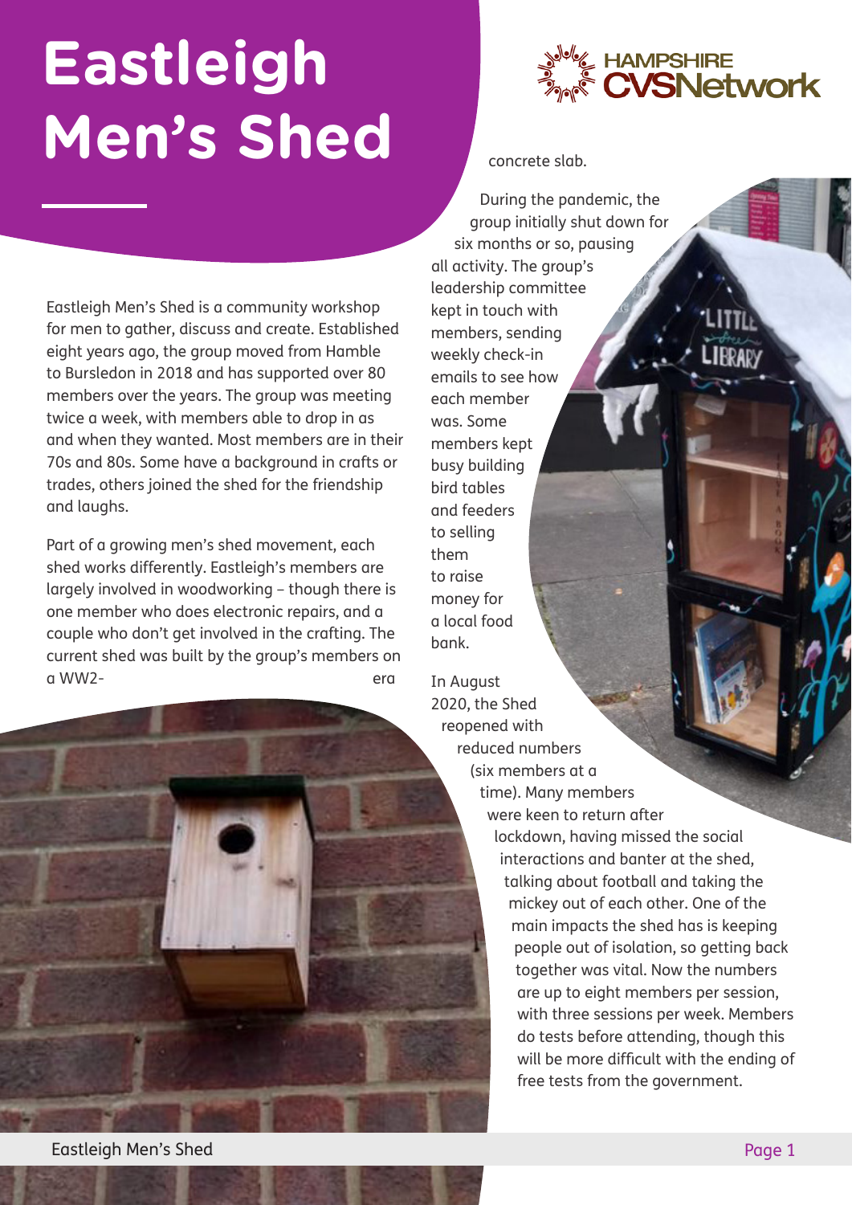# Eastleigh Men's Shed

Eastleigh Men's Shed is a community workshop for men to gather, discuss and create. Established eight years ago, the group moved from Hamble to Bursledon in 2018 and has supported over 80 members over the years. The group was meeting twice a week, with members able to drop in as and when they wanted. Most members are in their 70s and 80s. Some have a background in crafts or trades, others joined the shed for the friendship and laughs.

Part of a growing men's shed movement, each shed works differently. Eastleigh's members are largely involved in woodworking – though there is one member who does electronic repairs, and a couple who don't get involved in the crafting. The current shed was built by the group's members on a WW2-era concrete slab.

During the pandemic, the group initially shut down for six months or so, pausing all activity. The group's leadership committee kept in touch with members, sending weekly check-in emails to see how each member was. Some members kept busy building bird tables and feeders to selling them to raise money for a local food bank.

In August 2020, the Shed reopened with reduced numbers (six members at a time). Many members were keen to return after lockdown, having missed the social interactions and banter at the shed, talking about football and taking the mickey out of each other. One of the main impacts the shed has is keeping people out of isolation, so getting back together was vital. Now the numbers are up to eight members per session, with three sessions per week. Members do tests before attending, though this will be more difficult with the ending of free tests from the government.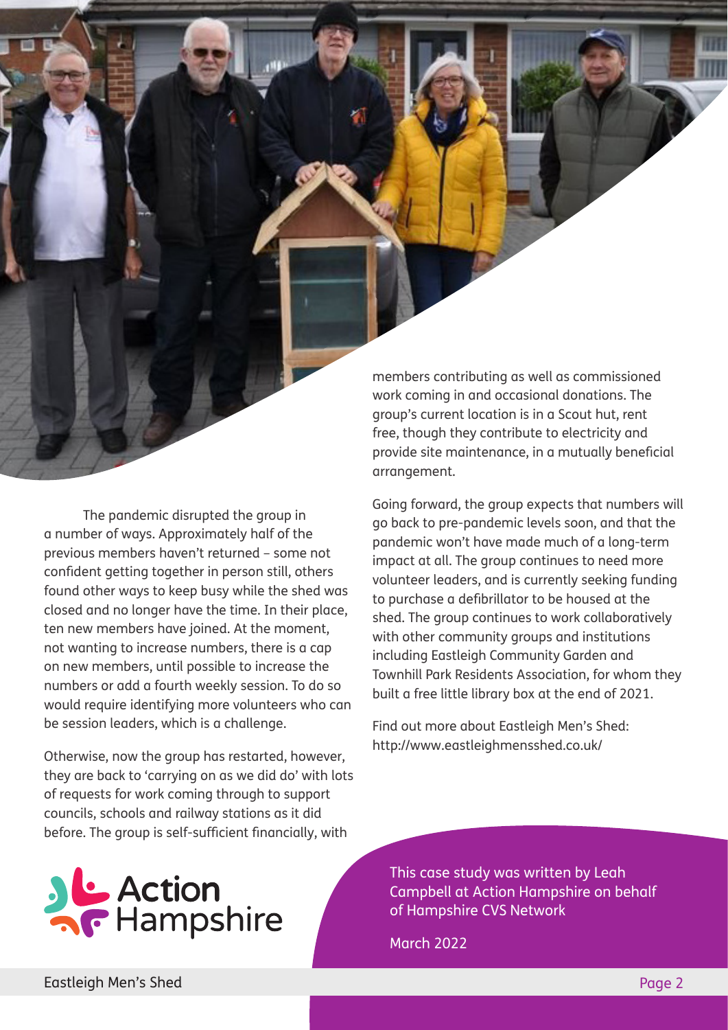The pandemic disrupted the group in a number of ways. Approximately half of the previous members haven't returned – some not confident getting together in person still, others found other ways to keep busy while the shed was closed and no longer have the time. In their place, ten new members have joined. At the moment, not wanting to increase numbers, there is a cap on new members, until possible to increase the numbers or add a fourth weekly session. To do so would require identifying more volunteers who can be session leaders, which is a challenge.

Otherwise, now the group has restarted, however, they are back to 'carrying on as we did do' with lots of requests for work coming through to support councils, schools and railway stations as it did before. The group is self-sufficient financially, with members contributing as well as commissioned work coming in and occasional donations. The group's current location is in a Scout hut, rent free, though they contribute to electricity and provide site maintenance, in a mutually beneficial arrangement.

Going forward, the group expects that numbers will go back to pre-pandemic levels soon, and that the pandemic won't have made much of a long-term impact at all. The group continues to need more volunteer leaders, and is currently seeking funding to purchase a defibrillator to be housed at the shed. The group continues to work collaboratively with other community groups and institutions including Eastleigh Community Garden and Townhill Park Residents Association, for whom they built a free little library box at the end of 2021.

Find out more about Eastleigh Men's Shed: http://www.eastleighmensshed.co.uk/

Action Hampshire

This case study was written by Leah Campbell at Action Hampshire on behalf of Hampshire CVS Network

March 2022